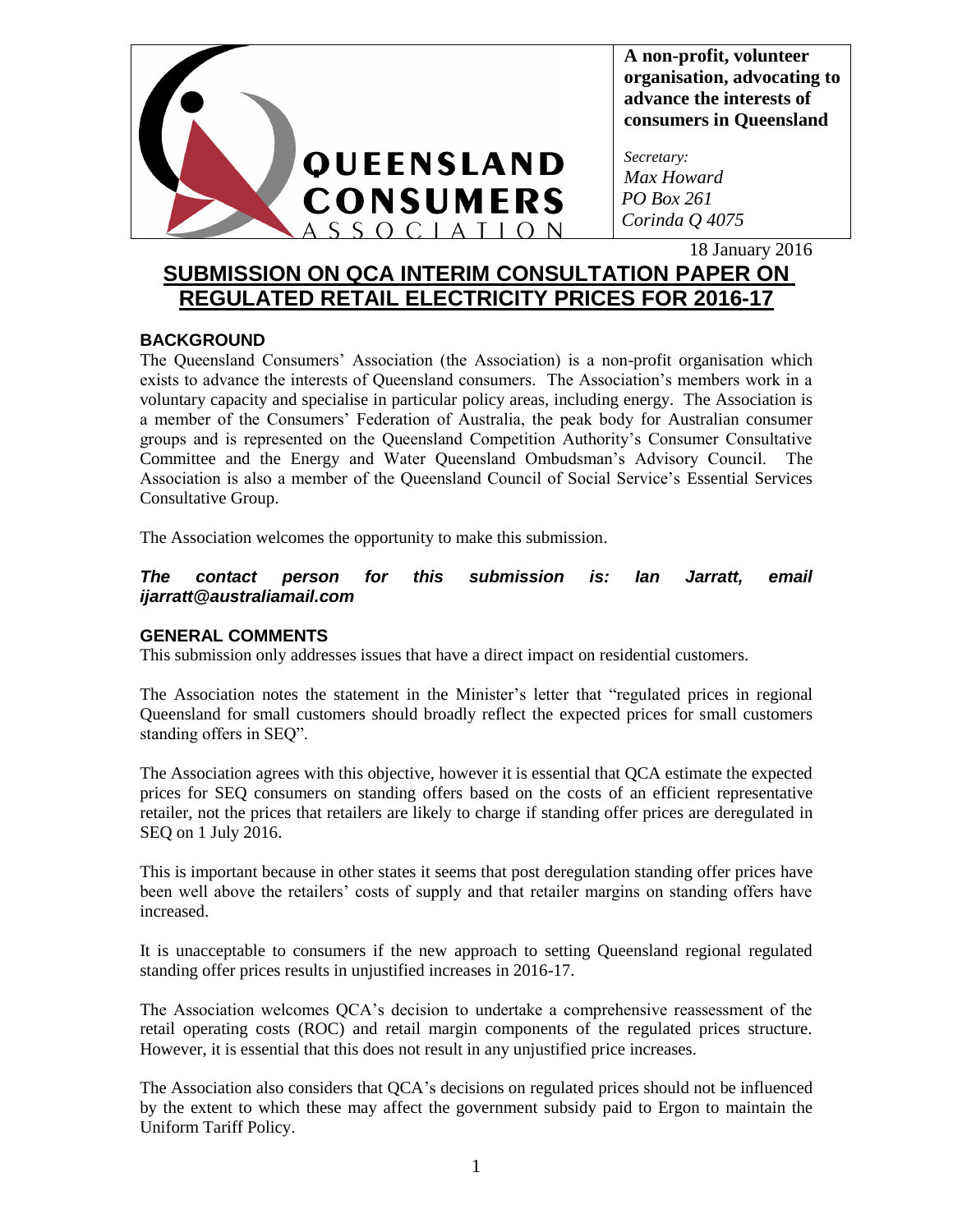**A non-profit, volunteer organisation, advocating to advance the interests of consumers in Queensland**

*Secretary:*
*Max Howard*
*PO Box 261*
*Corinda Q 4075*

18 January 2016

# SUBMISSION ON QCA INTERIM CONSULTATION PAPER ON REGULATED RETAIL ELECTRICITY PRICES FOR 2016-17

## BACKGROUND

The Queensland Consumers' Association (the Association) is a non-profit organisation which exists to advance the interests of Queensland consumers. The Association's members work in a voluntary capacity and specialise in particular policy areas, including energy. The Association is a member of the Consumers' Federation of Australia, the peak body for Australian consumer groups and is represented on the Queensland Competition Authority's Consumer Consultative Committee and the Energy and Water Queensland Ombudsman's Advisory Council. The Association is also a member of the Queensland Council of Social Service's Essential Services Consultative Group.

The Association welcomes the opportunity to make this submission.

***The contact person for this submission is: Ian Jarratt, email ijarratt@australiamail.com***

## GENERAL COMMENTS

This submission only addresses issues that have a direct impact on residential customers.

The Association notes the statement in the Minister's letter that "regulated prices in regional Queensland for small customers should broadly reflect the expected prices for small customers standing offers in SEQ".

The Association agrees with this objective, however it is essential that QCA estimate the expected prices for SEQ consumers on standing offers based on the costs of an efficient representative retailer, not the prices that retailers are likely to charge if standing offer prices are deregulated in SEQ on 1 July 2016.

This is important because in other states it seems that post deregulation standing offer prices have been well above the retailers' costs of supply and that retailer margins on standing offers have increased.

It is unacceptable to consumers if the new approach to setting Queensland regional regulated standing offer prices results in unjustified increases in 2016-17.

The Association welcomes QCA's decision to undertake a comprehensive reassessment of the retail operating costs (ROC) and retail margin components of the regulated prices structure. However, it is essential that this does not result in any unjustified price increases.

The Association also considers that QCA's decisions on regulated prices should not be influenced by the extent to which these may affect the government subsidy paid to Ergon to maintain the Uniform Tariff Policy.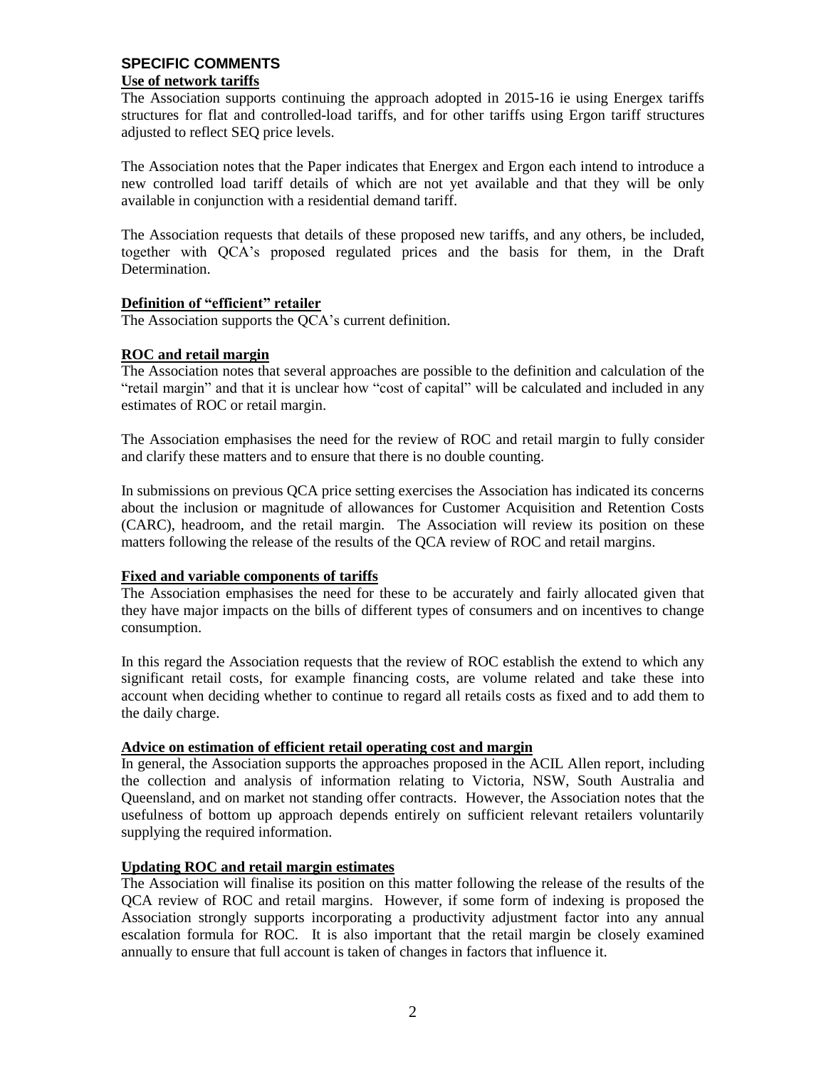## SPECIFIC COMMENTS

**Use of network tariffs**

The Association supports continuing the approach adopted in 2015-16 ie using Energex tariffs structures for flat and controlled-load tariffs, and for other tariffs using Ergon tariff structures adjusted to reflect SEQ price levels.

The Association notes that the Paper indicates that Energex and Ergon each intend to introduce a new controlled load tariff details of which are not yet available and that they will be only available in conjunction with a residential demand tariff.

The Association requests that details of these proposed new tariffs, and any others, be included, together with QCA's proposed regulated prices and the basis for them, in the Draft Determination.

**Definition of "efficient" retailer**

The Association supports the QCA's current definition.

**ROC and retail margin**

The Association notes that several approaches are possible to the definition and calculation of the "retail margin" and that it is unclear how "cost of capital" will be calculated and included in any estimates of ROC or retail margin.

The Association emphasises the need for the review of ROC and retail margin to fully consider and clarify these matters and to ensure that there is no double counting.

In submissions on previous QCA price setting exercises the Association has indicated its concerns about the inclusion or magnitude of allowances for Customer Acquisition and Retention Costs (CARC), headroom, and the retail margin. The Association will review its position on these matters following the release of the results of the QCA review of ROC and retail margins.

**Fixed and variable components of tariffs**

The Association emphasises the need for these to be accurately and fairly allocated given that they have major impacts on the bills of different types of consumers and on incentives to change consumption.

In this regard the Association requests that the review of ROC establish the extend to which any significant retail costs, for example financing costs, are volume related and take these into account when deciding whether to continue to regard all retails costs as fixed and to add them to the daily charge.

**Advice on estimation of efficient retail operating cost and margin**

In general, the Association supports the approaches proposed in the ACIL Allen report, including the collection and analysis of information relating to Victoria, NSW, South Australia and Queensland, and on market not standing offer contracts. However, the Association notes that the usefulness of bottom up approach depends entirely on sufficient relevant retailers voluntarily supplying the required information.

**Updating ROC and retail margin estimates**

The Association will finalise its position on this matter following the release of the results of the QCA review of ROC and retail margins. However, if some form of indexing is proposed the Association strongly supports incorporating a productivity adjustment factor into any annual escalation formula for ROC. It is also important that the retail margin be closely examined annually to ensure that full account is taken of changes in factors that influence it.